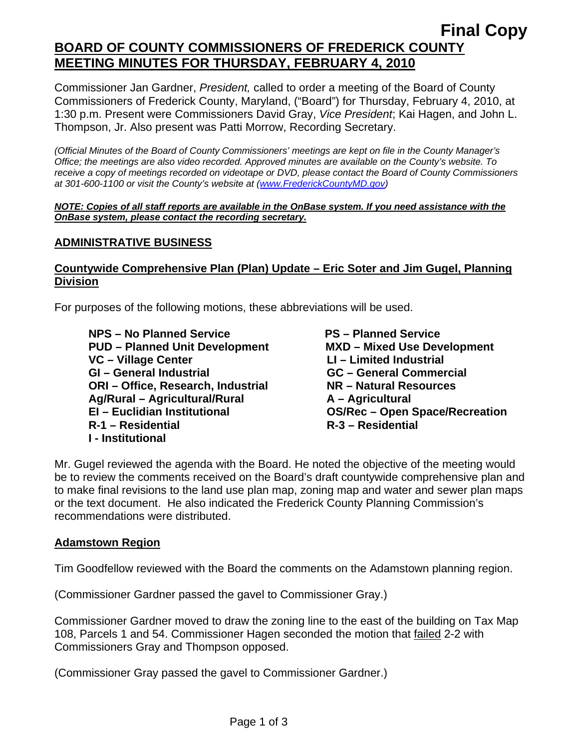**Final Copy**

# BOARD OF COUNTY COMMISSIONERS OF FREDERICK COUNTY MEETING MINUTES FOR THURSDAY, FEBRUARY 4, 2010

Commissioner Jan Gardner, *President,* called to order a meeting of the Board of County Commissioners of Frederick County, Maryland, ("Board") for Thursday, February 4, 2010, at 1:30 p.m. Present were Commissioners David Gray, *Vice President*; Kai Hagen, and John L. Thompson, Jr. Also present was Patti Morrow, Recording Secretary.

*(Official Minutes of the Board of County Commissioners' meetings are kept on file in the County Manager's Office; the meetings are also video recorded. Approved minutes are available on the County's website. To receive a copy of meetings recorded on videotape or DVD, please contact the Board of County Commissioners at 301-600-1100 or visit the County's website at (www.FrederickCountyMD.gov)*

***NOTE: Copies of all staff reports are available in the OnBase system. If you need assistance with the OnBase system, please contact the recording secretary.***

## ADMINISTRATIVE BUSINESS

### Countywide Comprehensive Plan (Plan) Update – Eric Soter and Jim Gugel, Planning Division

For purposes of the following motions, these abbreviations will be used.

**NPS – No Planned Service**
**PUD – Planned Unit Development**
**VC – Village Center**
**GI – General Industrial**
**ORI – Office, Research, Industrial**
**Ag/Rural – Agricultural/Rural**
**EI – Euclidian Institutional**
**R-1 – Residential**
**I - Institutional**
**PS – Planned Service**
**MXD – Mixed Use Development**
**LI – Limited Industrial**
**GC – General Commercial**
**NR – Natural Resources**
**A – Agricultural**
**OS/Rec – Open Space/Recreation**
**R-3 – Residential**

Mr. Gugel reviewed the agenda with the Board. He noted the objective of the meeting would be to review the comments received on the Board's draft countywide comprehensive plan and to make final revisions to the land use plan map, zoning map and water and sewer plan maps or the text document. He also indicated the Frederick County Planning Commission's recommendations were distributed.

### Adamstown Region

Tim Goodfellow reviewed with the Board the comments on the Adamstown planning region.

(Commissioner Gardner passed the gavel to Commissioner Gray.)

Commissioner Gardner moved to draw the zoning line to the east of the building on Tax Map 108, Parcels 1 and 54. Commissioner Hagen seconded the motion that failed 2-2 with Commissioners Gray and Thompson opposed.

(Commissioner Gray passed the gavel to Commissioner Gardner.)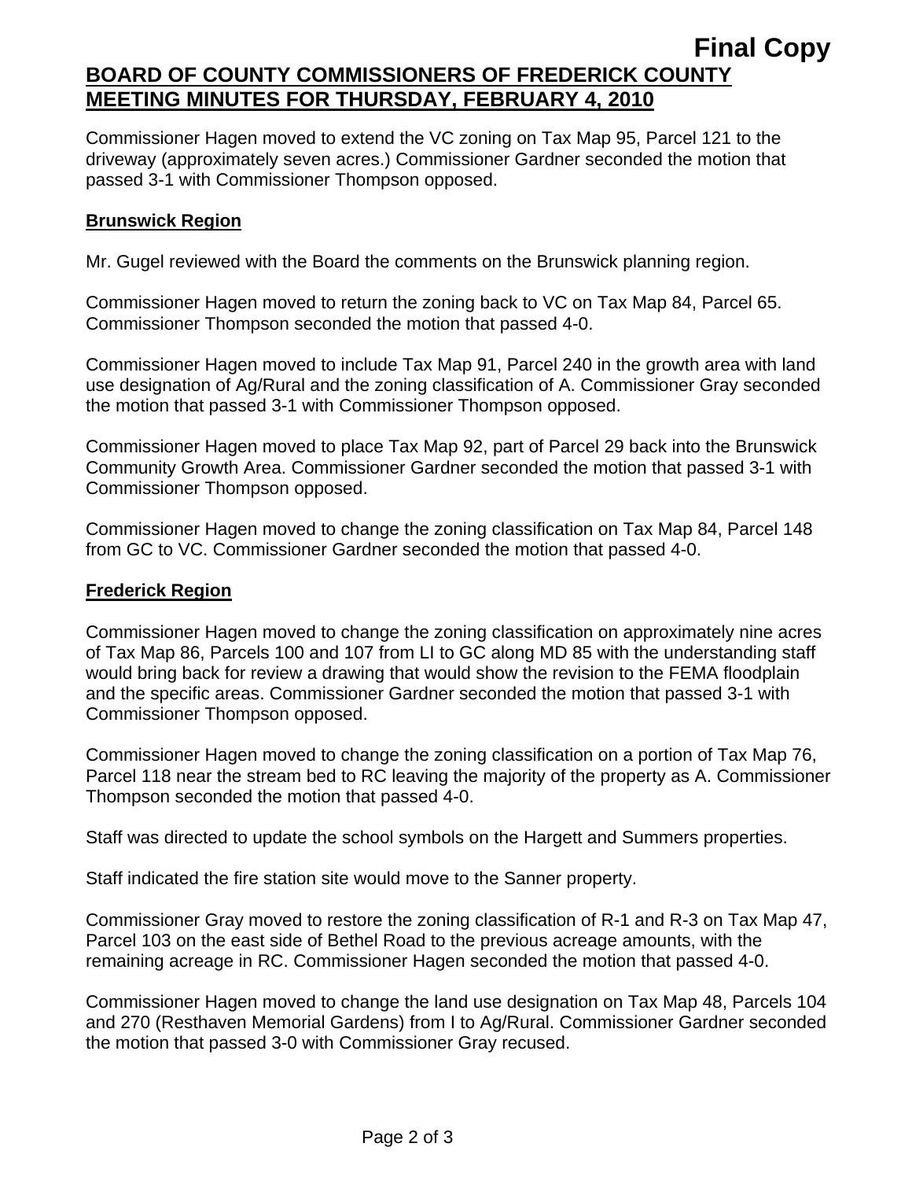**Final Copy**

**BOARD OF COUNTY COMMISSIONERS OF FREDERICK COUNTY MEETING MINUTES FOR THURSDAY, FEBRUARY 4, 2010**

Commissioner Hagen moved to extend the VC zoning on Tax Map 95, Parcel 121 to the driveway (approximately seven acres.) Commissioner Gardner seconded the motion that passed 3-1 with Commissioner Thompson opposed.

## Brunswick Region

Mr. Gugel reviewed with the Board the comments on the Brunswick planning region.

Commissioner Hagen moved to return the zoning back to VC on Tax Map 84, Parcel 65. Commissioner Thompson seconded the motion that passed 4-0.

Commissioner Hagen moved to include Tax Map 91, Parcel 240 in the growth area with land use designation of Ag/Rural and the zoning classification of A. Commissioner Gray seconded the motion that passed 3-1 with Commissioner Thompson opposed.

Commissioner Hagen moved to place Tax Map 92, part of Parcel 29 back into the Brunswick Community Growth Area. Commissioner Gardner seconded the motion that passed 3-1 with Commissioner Thompson opposed.

Commissioner Hagen moved to change the zoning classification on Tax Map 84, Parcel 148 from GC to VC. Commissioner Gardner seconded the motion that passed 4-0.

## Frederick Region

Commissioner Hagen moved to change the zoning classification on approximately nine acres of Tax Map 86, Parcels 100 and 107 from LI to GC along MD 85 with the understanding staff would bring back for review a drawing that would show the revision to the FEMA floodplain and the specific areas. Commissioner Gardner seconded the motion that passed 3-1 with Commissioner Thompson opposed.

Commissioner Hagen moved to change the zoning classification on a portion of Tax Map 76, Parcel 118 near the stream bed to RC leaving the majority of the property as A. Commissioner Thompson seconded the motion that passed 4-0.

Staff was directed to update the school symbols on the Hargett and Summers properties.

Staff indicated the fire station site would move to the Sanner property.

Commissioner Gray moved to restore the zoning classification of R-1 and R-3 on Tax Map 47, Parcel 103 on the east side of Bethel Road to the previous acreage amounts, with the remaining acreage in RC. Commissioner Hagen seconded the motion that passed 4-0.

Commissioner Hagen moved to change the land use designation on Tax Map 48, Parcels 104 and 270 (Resthaven Memorial Gardens) from I to Ag/Rural. Commissioner Gardner seconded the motion that passed 3-0 with Commissioner Gray recused.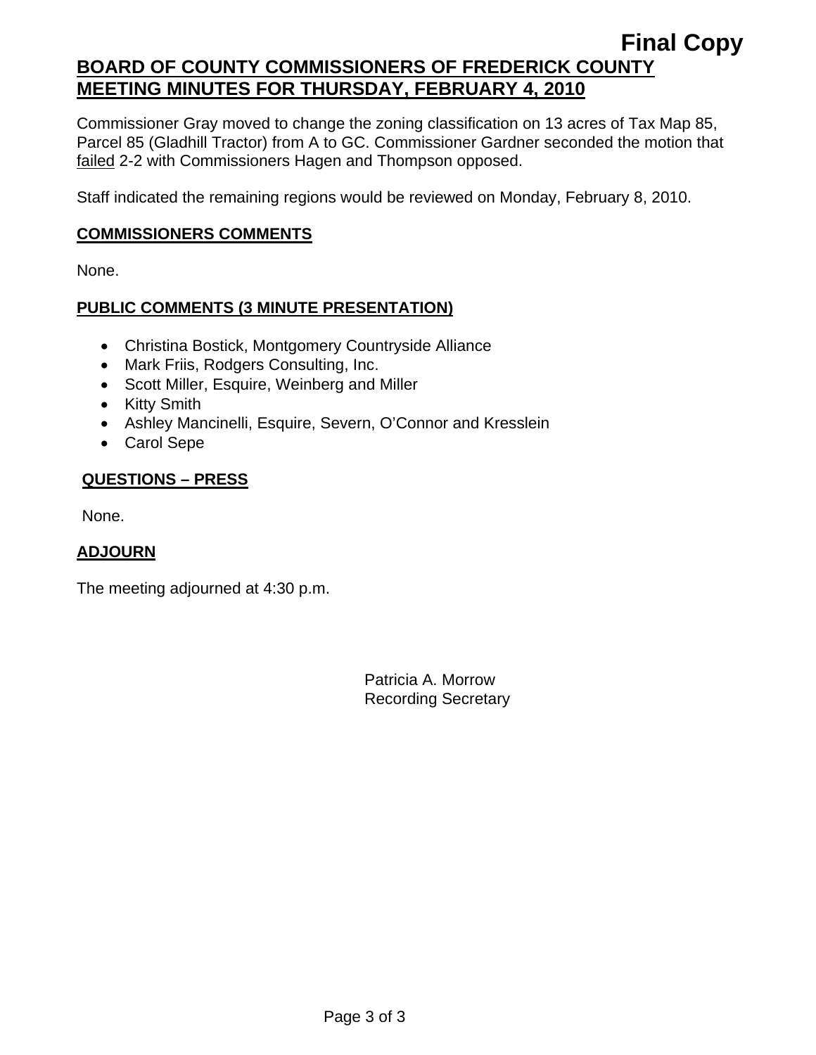Final Copy

**BOARD OF COUNTY COMMISSIONERS OF FREDERICK COUNTY**
**MEETING MINUTES FOR THURSDAY, FEBRUARY 4, 2010**

Commissioner Gray moved to change the zoning classification on 13 acres of Tax Map 85, Parcel 85 (Gladhill Tractor) from A to GC. Commissioner Gardner seconded the motion that failed 2-2 with Commissioners Hagen and Thompson opposed.

Staff indicated the remaining regions would be reviewed on Monday, February 8, 2010.

## COMMISSIONERS COMMENTS

None.

## PUBLIC COMMENTS (3 MINUTE PRESENTATION)

- Christina Bostick, Montgomery Countryside Alliance
- Mark Friis, Rodgers Consulting, Inc.
- Scott Miller, Esquire, Weinberg and Miller
- Kitty Smith
- Ashley Mancinelli, Esquire, Severn, O'Connor and Kresslein
- Carol Sepe

## QUESTIONS – PRESS

None.

## ADJOURN

The meeting adjourned at 4:30 p.m.

Patricia A. Morrow
Recording Secretary